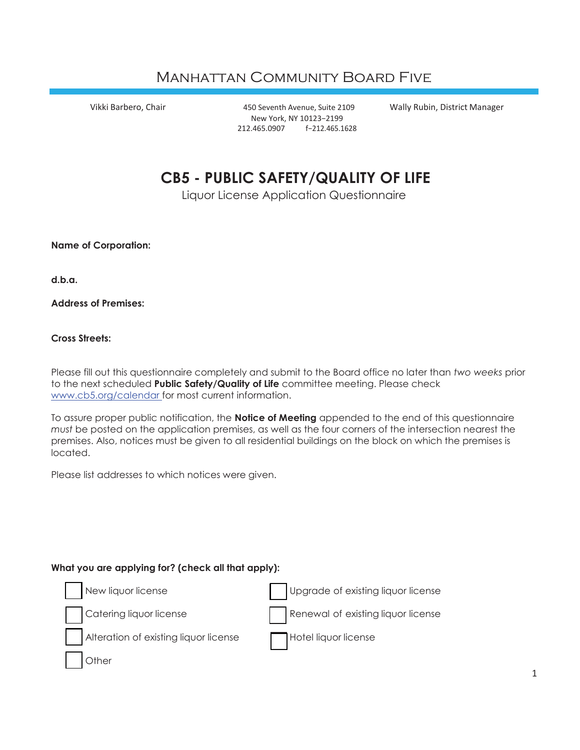# Manhattan Community Board Five

Vikki Barbero, Chair

450 Seventh Avenue, Suite 2109
New York, NY 10123–2199
212.465.0907 f–212.465.1628

Wally Rubin, District Manager

## CB5 - PUBLIC SAFETY/QUALITY OF LIFE

Liquor License Application Questionnaire

**Name of Corporation:**

**d.b.a.**

**Address of Premises:**

**Cross Streets:**

Please fill out this questionnaire completely and submit to the Board office no later than *two weeks* prior to the next scheduled **Public Safety/Quality of Life** committee meeting. Please check [www.cb5.org/calendar](http://www.cb5.org/calendar) for most current information.

To assure proper public notification, the **Notice of Meeting** appended to the end of this questionnaire *must* be posted on the application premises, as well as the four corners of the intersection nearest the premises. Also, notices must be given to all residential buildings on the block on which the premises is located.

Please list addresses to which notices were given.

**What you are applying for? (check all that apply):**

- ☐ New liquor license
- ☐ Catering liquor license
- ☐ Alteration of existing liquor license
- ☐ Other
- ☐ Upgrade of existing liquor license
- ☐ Renewal of existing liquor license
- ☐ Hotel liquor license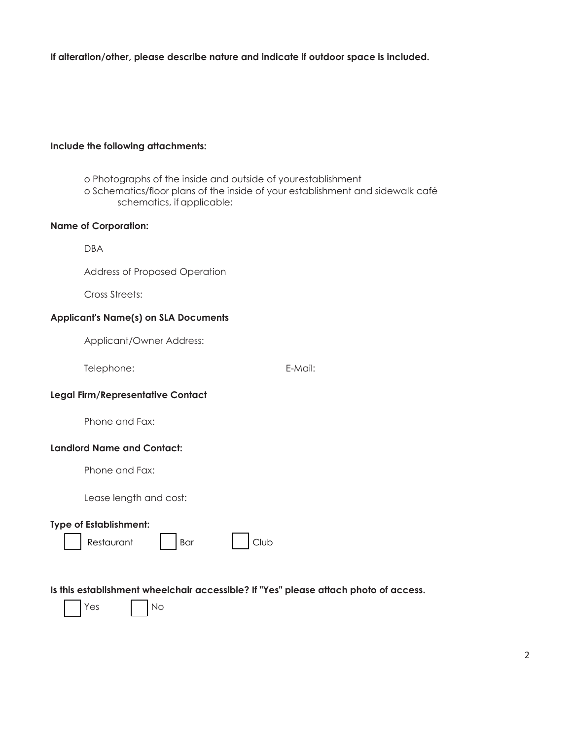**If alteration/other, please describe nature and indicate if outdoor space is included.**

**Include the following attachments:**

- o Photographs of the inside and outside of yourestablishment
- o Schematics/floor plans of the inside of your establishment and sidewalk café schematics, if applicable;

**Name of Corporation:**

DBA

Address of Proposed Operation

Cross Streets:

**Applicant's Name(s) on SLA Documents**

Applicant/Owner Address:

Telephone: E-Mail:

**Legal Firm/Representative Contact**

Phone and Fax:

**Landlord Name and Contact:**

Phone and Fax:

Lease length and cost:

**Type of Establishment:**

☐ Restaurant ☐ Bar ☐ Club

**Is this establishment wheelchair accessible? If "Yes" please attach photo of access.**

☐ Yes ☐ No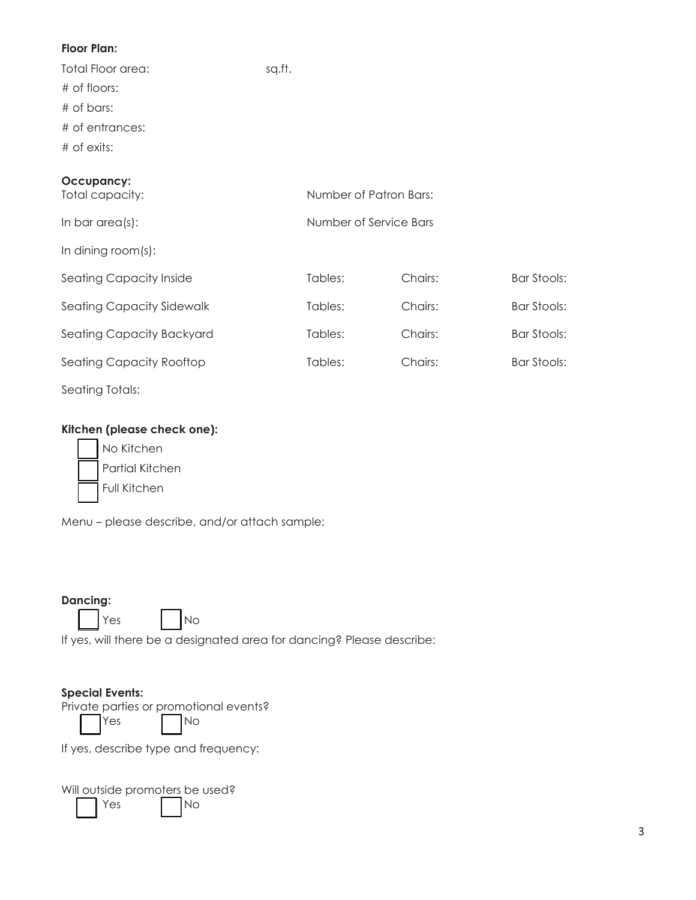**Floor Plan:**

Total Floor area: sq.ft.

\# of floors:

\# of bars:

\# of entrances:

\# of exits:

**Occupancy:**

Total capacity: Number of Patron Bars:

In bar area(s): Number of Service Bars

In dining room(s):

| | | | |
|---|---|---|---|
| Seating Capacity Inside | Tables: | Chairs: | Bar Stools: |
| Seating Capacity Sidewalk | Tables: | Chairs: | Bar Stools: |
| Seating Capacity Backyard | Tables: | Chairs: | Bar Stools: |
| Seating Capacity Rooftop | Tables: | Chairs: | Bar Stools: |

Seating Totals:

**Kitchen (please check one):**

☐ No Kitchen
☐ Partial Kitchen
☐ Full Kitchen

Menu – please describe, and/or attach sample:

**Dancing:**

☐ Yes ☐ No

If yes, will there be a designated area for dancing? Please describe:

**Special Events:**

Private parties or promotional events?

☐ Yes ☐ No

If yes, describe type and frequency:

Will outside promoters be used?

☐ Yes ☐ No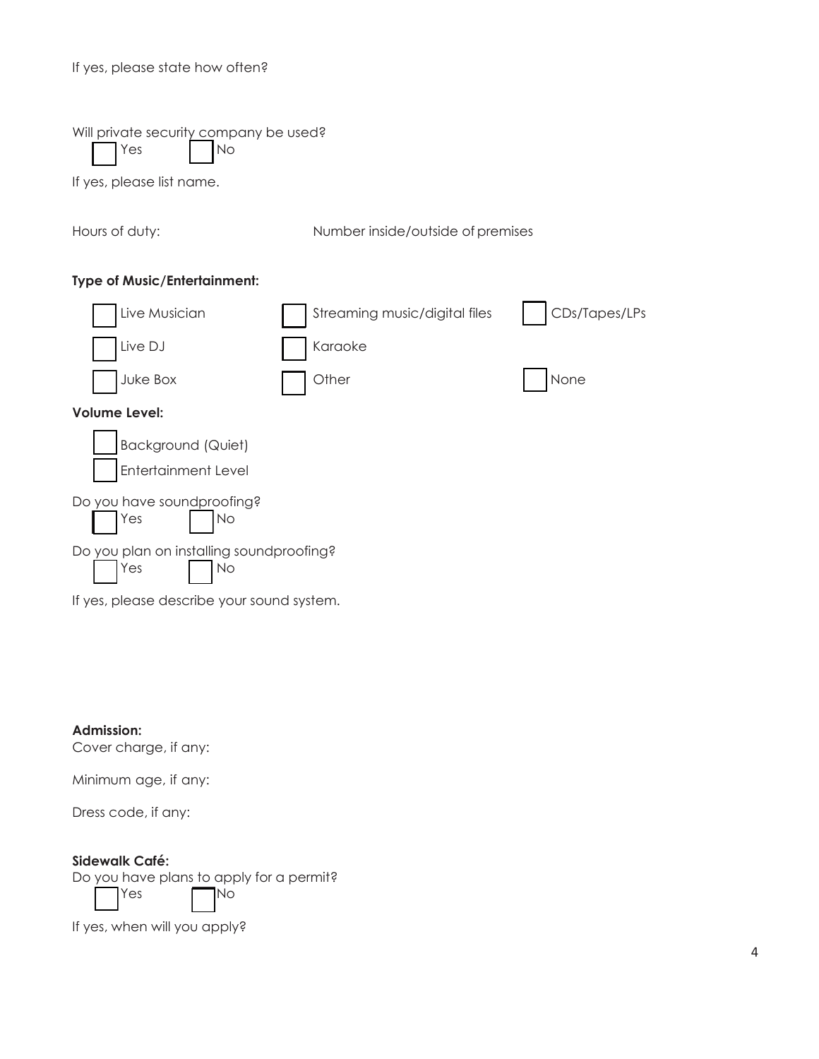If yes, please state how often?

Will private security company be used?

☐ Yes ☐ No

If yes, please list name.

Hours of duty: Number inside/outside of premises

**Type of Music/Entertainment:**

☐ Live Musician ☐ Streaming music/digital files ☐ CDs/Tapes/LPs

☐ Live DJ ☐ Karaoke

☐ Juke Box ☐ Other ☐ None

**Volume Level:**

☐ Background (Quiet)

☐ Entertainment Level

Do you have soundproofing?

☐ Yes ☐ No

Do you plan on installing soundproofing?

☐ Yes ☐ No

If yes, please describe your sound system.

**Admission:**

Cover charge, if any:

Minimum age, if any:

Dress code, if any:

**Sidewalk Café:**

Do you have plans to apply for a permit?

☐ Yes ☐ No

If yes, when will you apply?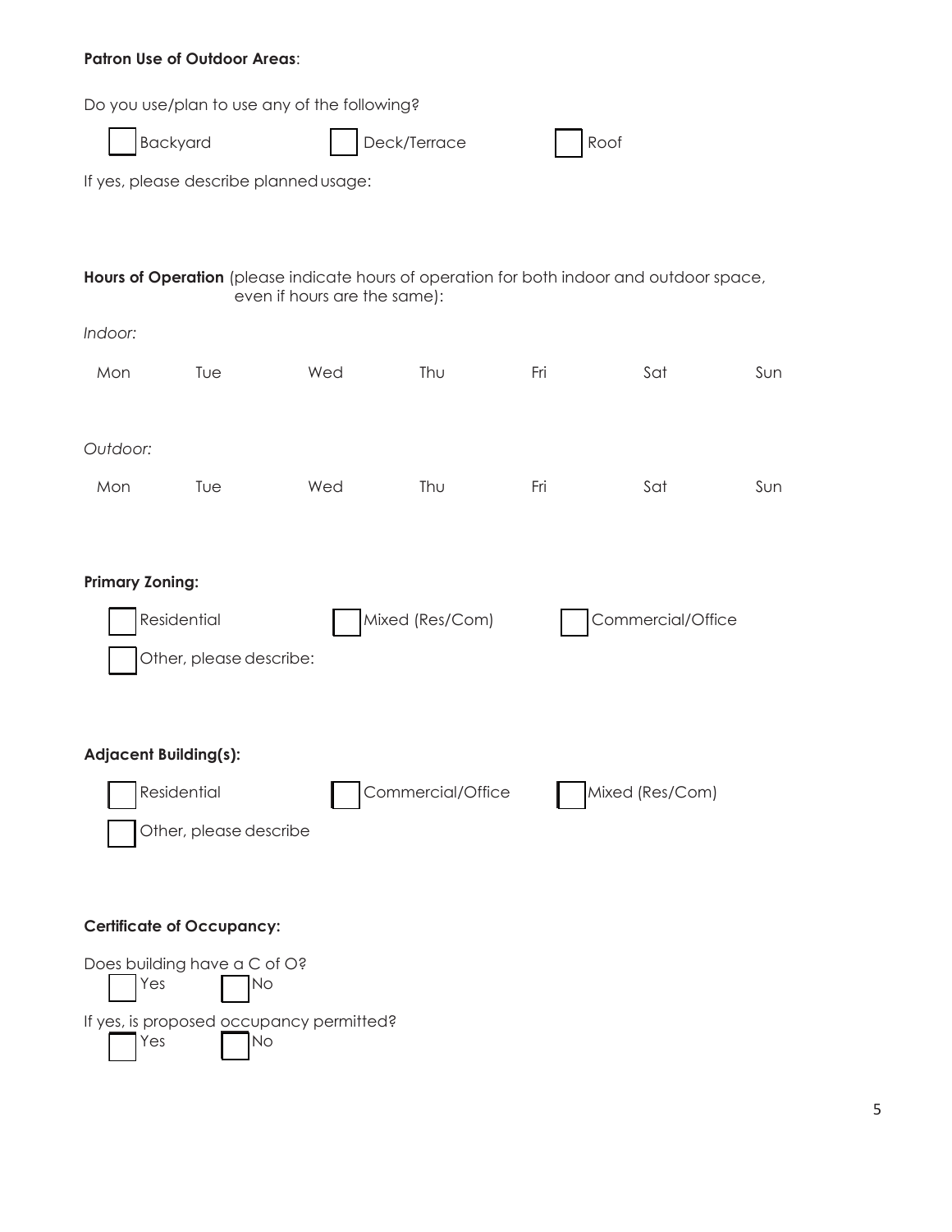**Patron Use of Outdoor Areas**:

Do you use/plan to use any of the following?

☐ Backyard ☐ Deck/Terrace ☐ Roof

If yes, please describe planned usage:

**Hours of Operation** (please indicate hours of operation for both indoor and outdoor space, even if hours are the same):

*Indoor:*

| Mon | Tue | Wed | Thu | Fri | Sat | Sun |
|---|---|---|---|---|---|---|
| | | | | | | |

*Outdoor:*

| Mon | Tue | Wed | Thu | Fri | Sat | Sun |
|---|---|---|---|---|---|---|
| | | | | | | |

**Primary Zoning:**

☐ Residential ☐ Mixed (Res/Com) ☐ Commercial/Office

☐ Other, please describe:

**Adjacent Building(s):**

☐ Residential ☐ Commercial/Office ☐ Mixed (Res/Com)

☐ Other, please describe

**Certificate of Occupancy:**

Does building have a C of O?

☐ Yes ☐ No

If yes, is proposed occupancy permitted?

☐ Yes ☐ No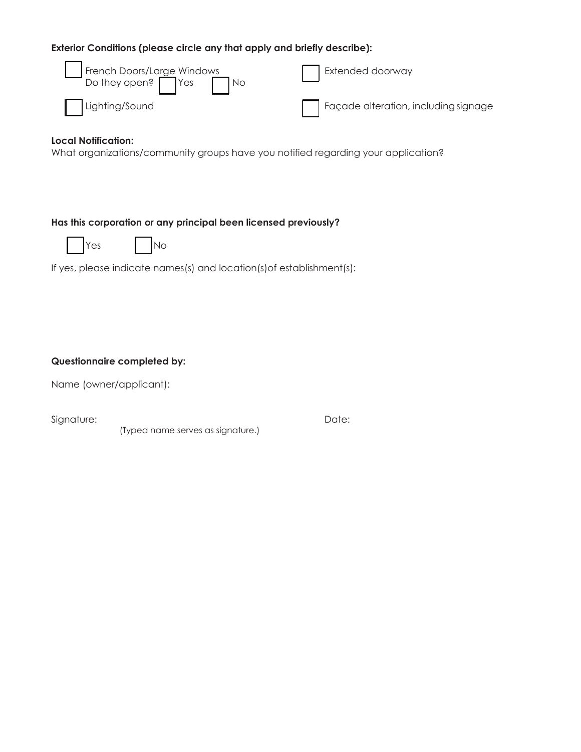**Exterior Conditions (please circle any that apply and briefly describe):**

- [ ] French Doors/Large Windows
  Do they open? [ ] Yes [ ] No
- [ ] Extended doorway
- [ ] Lighting/Sound
- [ ] Façade alteration, including signage

**Local Notification:**

What organizations/community groups have you notified regarding your application?

**Has this corporation or any principal been licensed previously?**

[ ] Yes [ ] No

If yes, please indicate names(s) and location(s)of establishment(s):

**Questionnaire completed by:**

Name (owner/applicant):

Signature:

(Typed name serves as signature.)

Date: